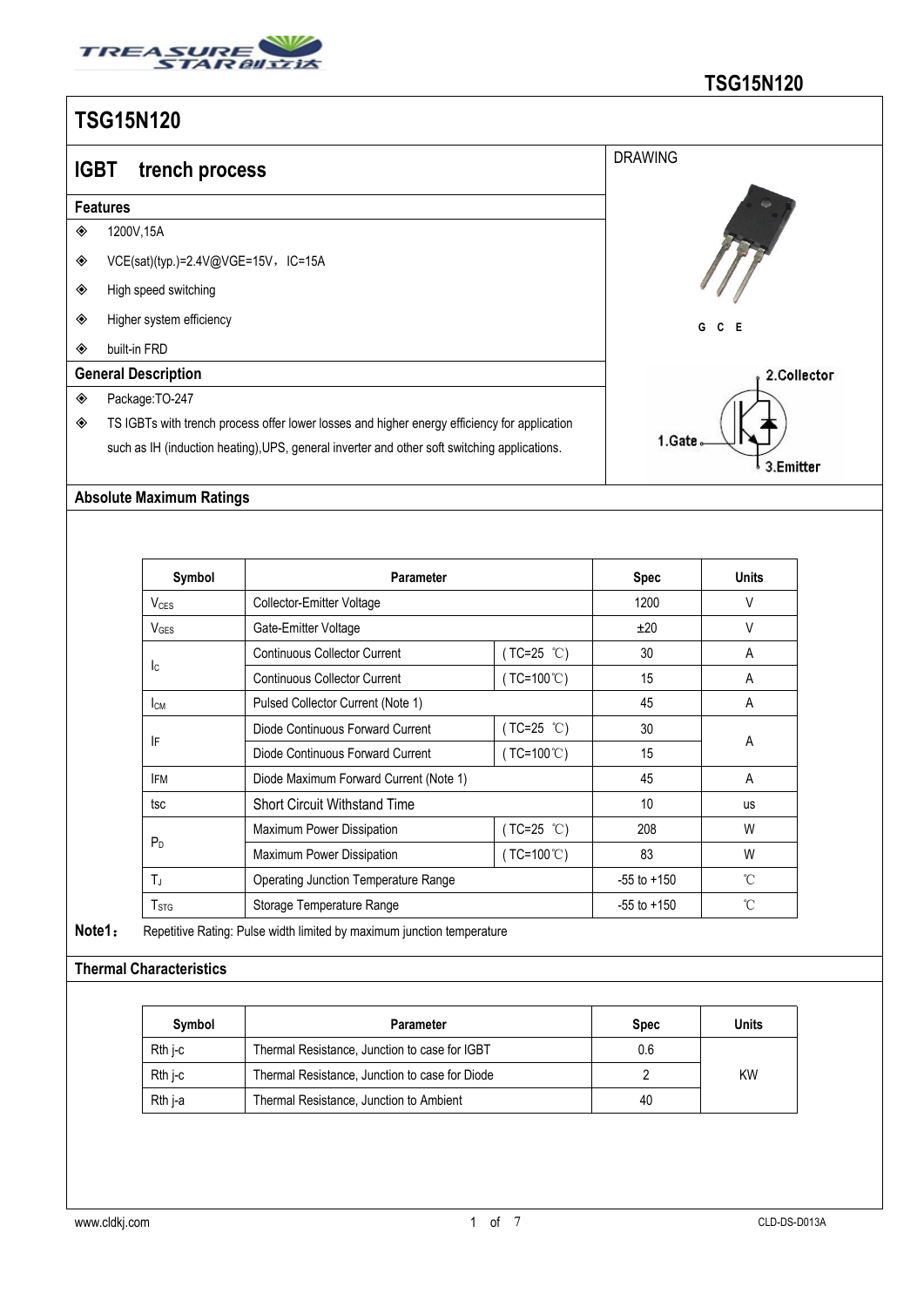# TSG15N120

## IGBT trench process

### Features

- 1200V,15A
- VCE(sat)(typ.)=2.4V@VGE=15V，IC=15A
- High speed switching
- Higher system efficiency
- built-in FRD

### General Description

- Package:TO-247
- TS IGBTs with trench process offer lower losses and higher energy efficiency for application such as IH (induction heating),UPS, general inverter and other soft switching applications.

DRAWING

G C E

2.Collector

1.Gate

3.Emitter

### Absolute Maximum Ratings

| Symbol | Parameter | | Spec | Units |
|---|---|---|---|---|
| $V_{CES}$ | Collector-Emitter Voltage | | 1200 | V |
| $V_{GES}$ | Gate-Emitter Voltage | | ±20 | V |
| $I_C$ | Continuous Collector Current | ( TC=25 ℃) | 30 | A |
| | Continuous Collector Current | ( TC=100℃) | 15 | A |
| $I_{CM}$ | Pulsed Collector Current (Note 1) | | 45 | A |
| IF | Diode Continuous Forward Current | ( TC=25 ℃) | 30 | A |
| | Diode Continuous Forward Current | ( TC=100℃) | 15 | |
| IFM | Diode Maximum Forward Current (Note 1) | | 45 | A |
| tsc | Short Circuit Withstand Time | | 10 | us |
| $P_D$ | Maximum Power Dissipation | ( TC=25 ℃) | 208 | W |
| | Maximum Power Dissipation | ( TC=100℃) | 83 | W |
| $T_J$ | Operating Junction Temperature Range | | -55 to +150 | ℃ |
| $T_{STG}$ | Storage Temperature Range | | -55 to +150 | ℃ |

**Note1：** Repetitive Rating: Pulse width limited by maximum junction temperature

### Thermal Characteristics

| Symbol | Parameter | Spec | Units |
|---|---|---|---|
| Rth j-c | Thermal Resistance, Junction to case for IGBT | 0.6 | KW |
| Rth j-c | Thermal Resistance, Junction to case for Diode | 2 | |
| Rth j-a | Thermal Resistance, Junction to Ambient | 40 | |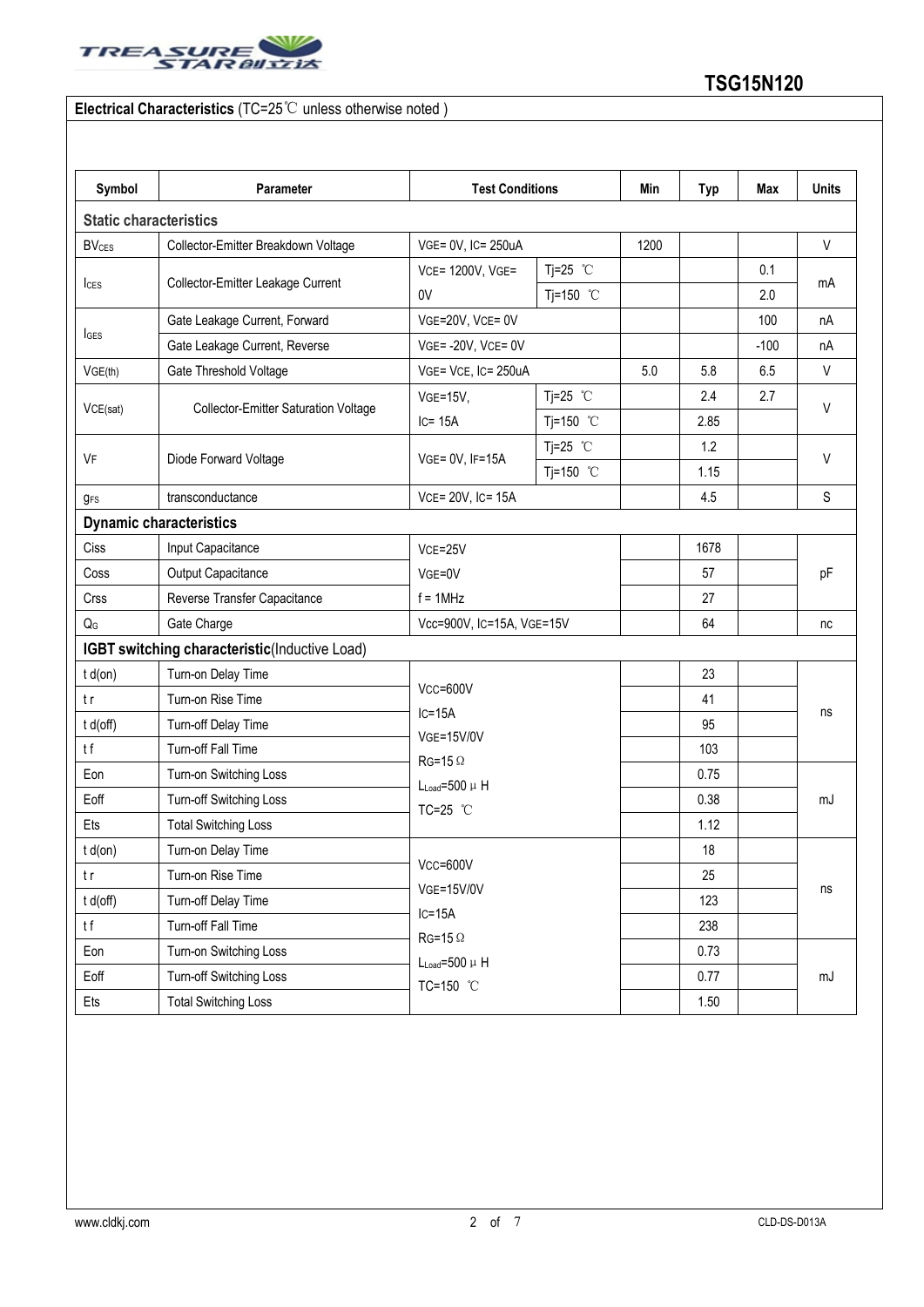**Electrical Characteristics** (TC=25℃ unless otherwise noted )

| Symbol | Parameter | Test Conditions | | Min | Typ | Max | Units |
|---|---|---|---|---|---|---|---|
| **Static characteristics** | | | | | | | |
| $BV_{CES}$ | Collector-Emitter Breakdown Voltage | $V_{GE}$= 0V, $I_C$= 250uA | | 1200 | | | V |
| $I_{CES}$ | Collector-Emitter Leakage Current | $V_{CE}$= 1200V, $V_{GE}$= 0V | Tj=25 ℃ | | | 0.1 | mA |
| | | | Tj=150 ℃ | | | 2.0 | |
| $I_{GES}$ | Gate Leakage Current, Forward | $V_{GE}$=20V, $V_{CE}$= 0V | | | | 100 | nA |
| | Gate Leakage Current, Reverse | $V_{GE}$= -20V, $V_{CE}$= 0V | | | | -100 | nA |
| $V_{GE(th)}$ | Gate Threshold Voltage | $V_{GE}$= $V_{CE}$, $I_C$= 250uA | | 5.0 | 5.8 | 6.5 | V |
| $V_{CE(sat)}$ | Collector-Emitter Saturation Voltage | $V_{GE}$=15V, $I_C$= 15A | Tj=25 ℃ | | 2.4 | 2.7 | V |
| | | | Tj=150 ℃ | | 2.85 | | |
| $V_F$ | Diode Forward Voltage | $V_{GE}$= 0V, $I_F$=15A | Tj=25 ℃ | | 1.2 | | V |
| | | | Tj=150 ℃ | | 1.15 | | |
| $g_{FS}$ | transconductance | $V_{CE}$= 20V, $I_C$= 15A | | | 4.5 | | S |
| **Dynamic characteristics** | | | | | | | |
| Ciss | Input Capacitance | $V_{CE}$=25V, $V_{GE}$=0V, f = 1MHz | | | 1678 | | pF |
| Coss | Output Capacitance | | | | 57 | | |
| Crss | Reverse Transfer Capacitance | | | | 27 | | |
| $Q_G$ | Gate Charge | Vcc=900V, $I_C$=15A, $V_{GE}$=15V | | | 64 | | nc |
| **IGBT switching characteristic**(Inductive Load) | | | | | | | |
| t d(on) | Turn-on Delay Time | Vcc=600V, $I_C$=15A, $V_{GE}$=15V/0V, $R_G$=15Ω, $L_{Load}$=500μH, TC=25 ℃ | | | 23 | | ns |
| t r | Turn-on Rise Time | | | | 41 | | |
| t d(off) | Turn-off Delay Time | | | | 95 | | |
| t f | Turn-off Fall Time | | | | 103 | | |
| Eon | Turn-on Switching Loss | | | | 0.75 | | mJ |
| Eoff | Turn-off Switching Loss | | | | 0.38 | | |
| Ets | Total Switching Loss | | | | 1.12 | | |
| t d(on) | Turn-on Delay Time | Vcc=600V, $V_{GE}$=15V/0V, $I_C$=15A, $R_G$=15Ω, $L_{Load}$=500μH, TC=150 ℃ | | | 18 | | ns |
| t r | Turn-on Rise Time | | | | 25 | | |
| t d(off) | Turn-off Delay Time | | | | 123 | | |
| t f | Turn-off Fall Time | | | | 238 | | |
| Eon | Turn-on Switching Loss | | | | 0.73 | | mJ |
| Eoff | Turn-off Switching Loss | | | | 0.77 | | |
| Ets | Total Switching Loss | | | | 1.50 | | |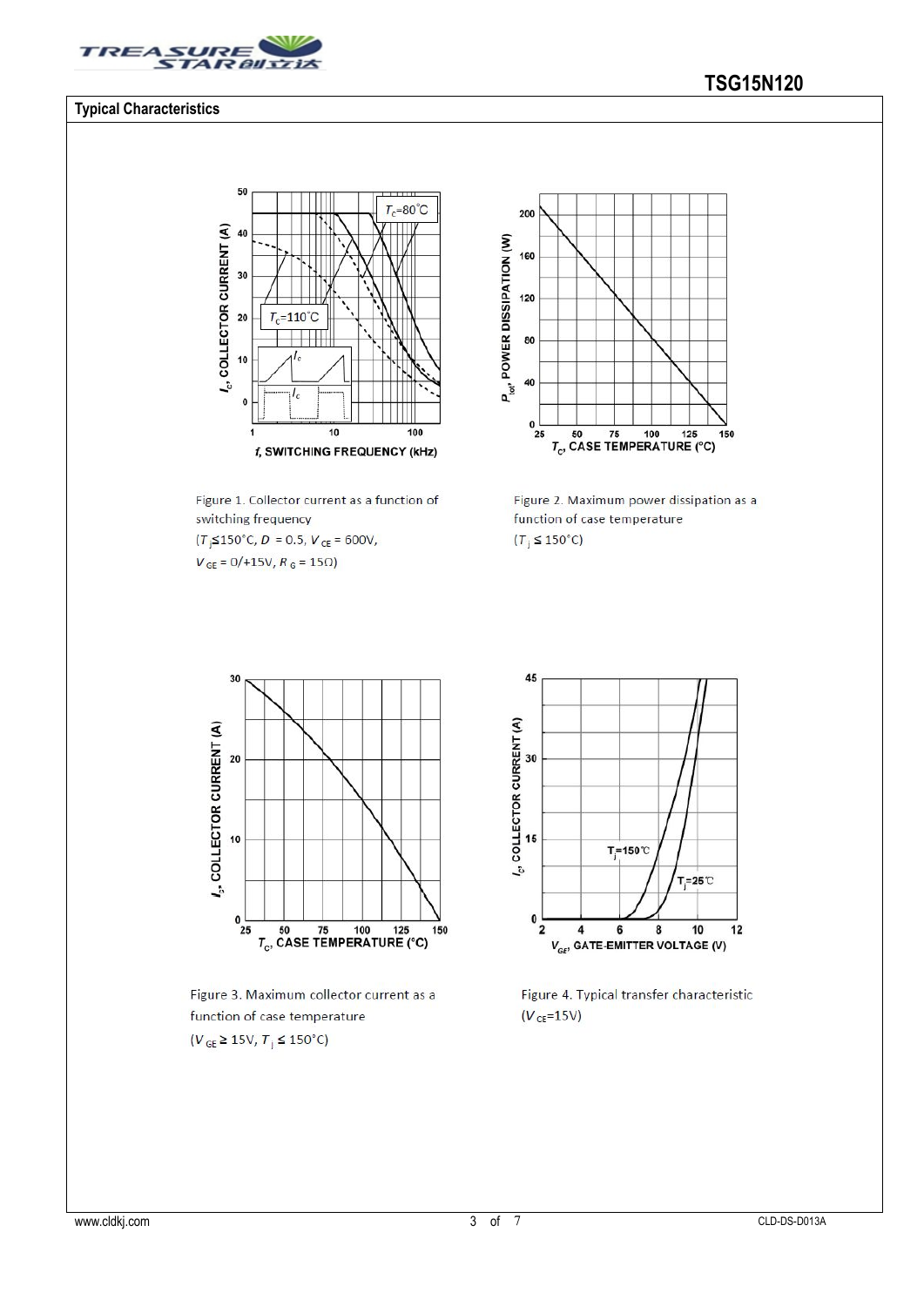**Typical Characteristics**

Figure 1. Collector current as a function of switching frequency
($T_j$≤150°C, $D$ = 0.5, $V_{CE}$ = 600V, $V_{GE}$ = 0/+15V, $R_G$ = 15Ω)

Figure 2. Maximum power dissipation as a function of case temperature
($T_j$ ≤ 150°C)

Figure 3. Maximum collector current as a function of case temperature
($V_{GE}$ ≥ 15V, $T_j$ ≤ 150°C)

Figure 4. Typical transfer characteristic
($V_{CE}$=15V)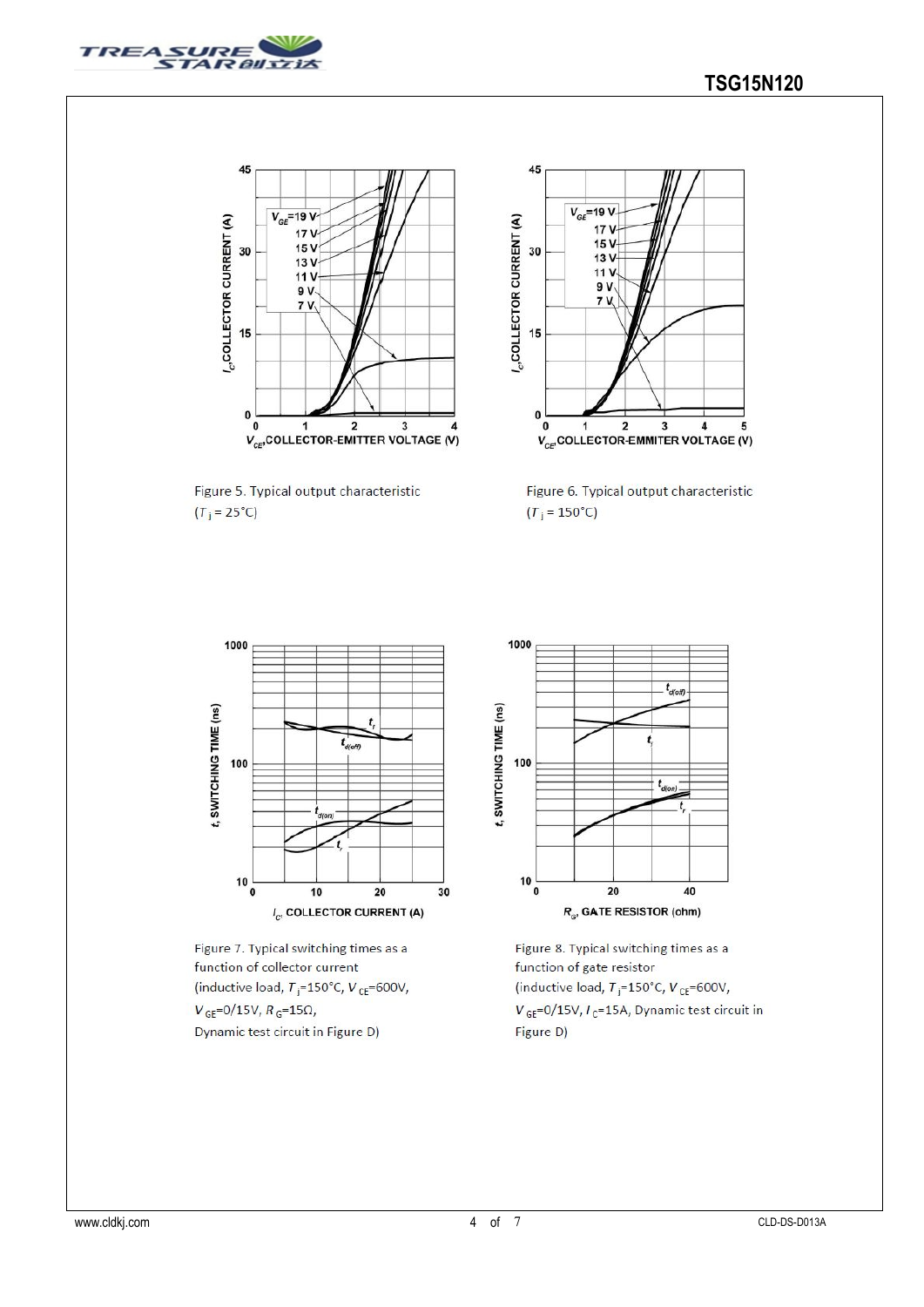Figure 5. Typical output characteristic
($T_j$ = 25°C)

Figure 6. Typical output characteristic
($T_j$ = 150°C)

Figure 7. Typical switching times as a function of collector current
(inductive load, $T_j$=150°C, $V_{CE}$=600V, $V_{GE}$=0/15V, $R_G$=15Ω, Dynamic test circuit in Figure D)

Figure 8. Typical switching times as a function of gate resistor
(inductive load, $T_j$=150°C, $V_{CE}$=600V, $V_{GE}$=0/15V, $I_C$=15A, Dynamic test circuit in Figure D)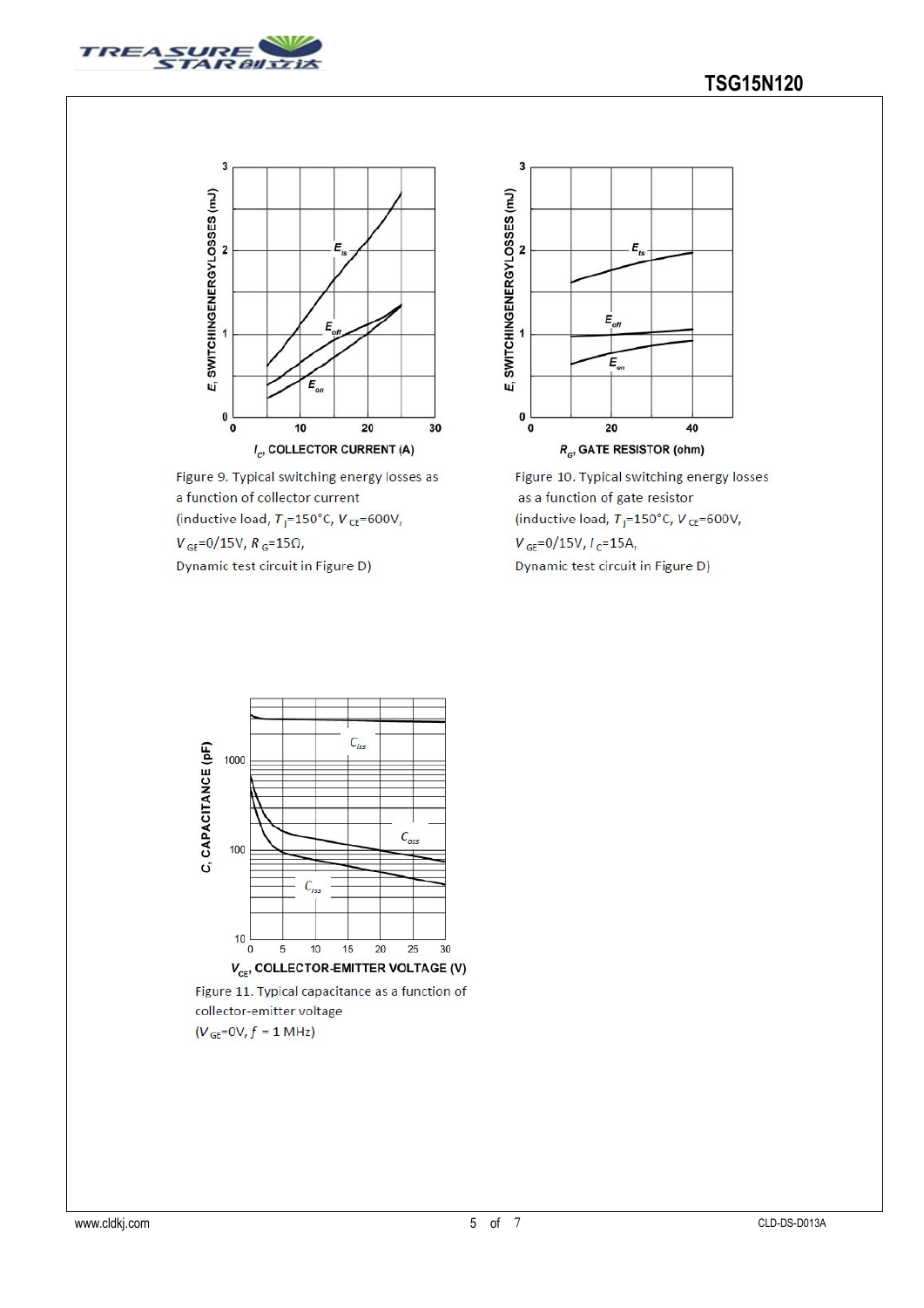Figure 9. Typical switching energy losses as a function of collector current (inductive load, $T_J$=150°C, $V_{CE}$=600V, $V_{GE}$=0/15V, $R_G$=15Ω, Dynamic test circuit in Figure D)

Figure 10. Typical switching energy losses as a function of gate resistor (inductive load, $T_J$=150°C, $V_{CE}$=600V, $V_{GE}$=0/15V, $I_C$=15A, Dynamic test circuit in Figure D)

Figure 11. Typical capacitance as a function of collector-emitter voltage ($V_{GE}$=0V, $f$ = 1 MHz)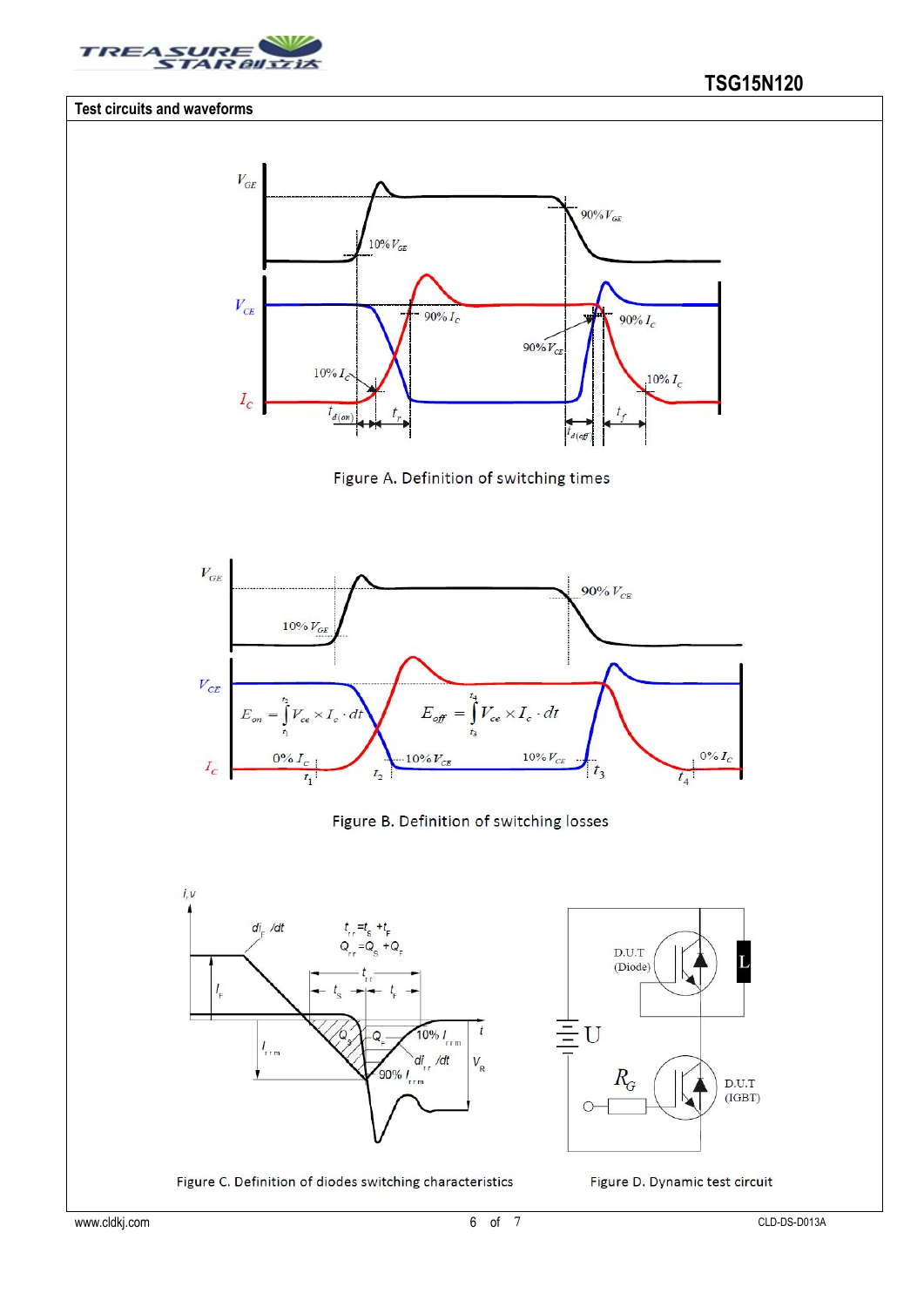## Test circuits and waveforms

Figure A. Definition of switching times

$$E_{on} = \int_{t_1}^{t_2} V_{ce} \times I_c \cdot dt \qquad E_{off} = \int_{t_3}^{t_4} V_{ce} \times I_c \cdot dt$$

Figure B. Definition of switching losses

$t_{rr} = t_S + t_F$

$Q_{rr} = Q_S + Q_F$

Figure C. Definition of diodes switching characteristics

Figure D. Dynamic test circuit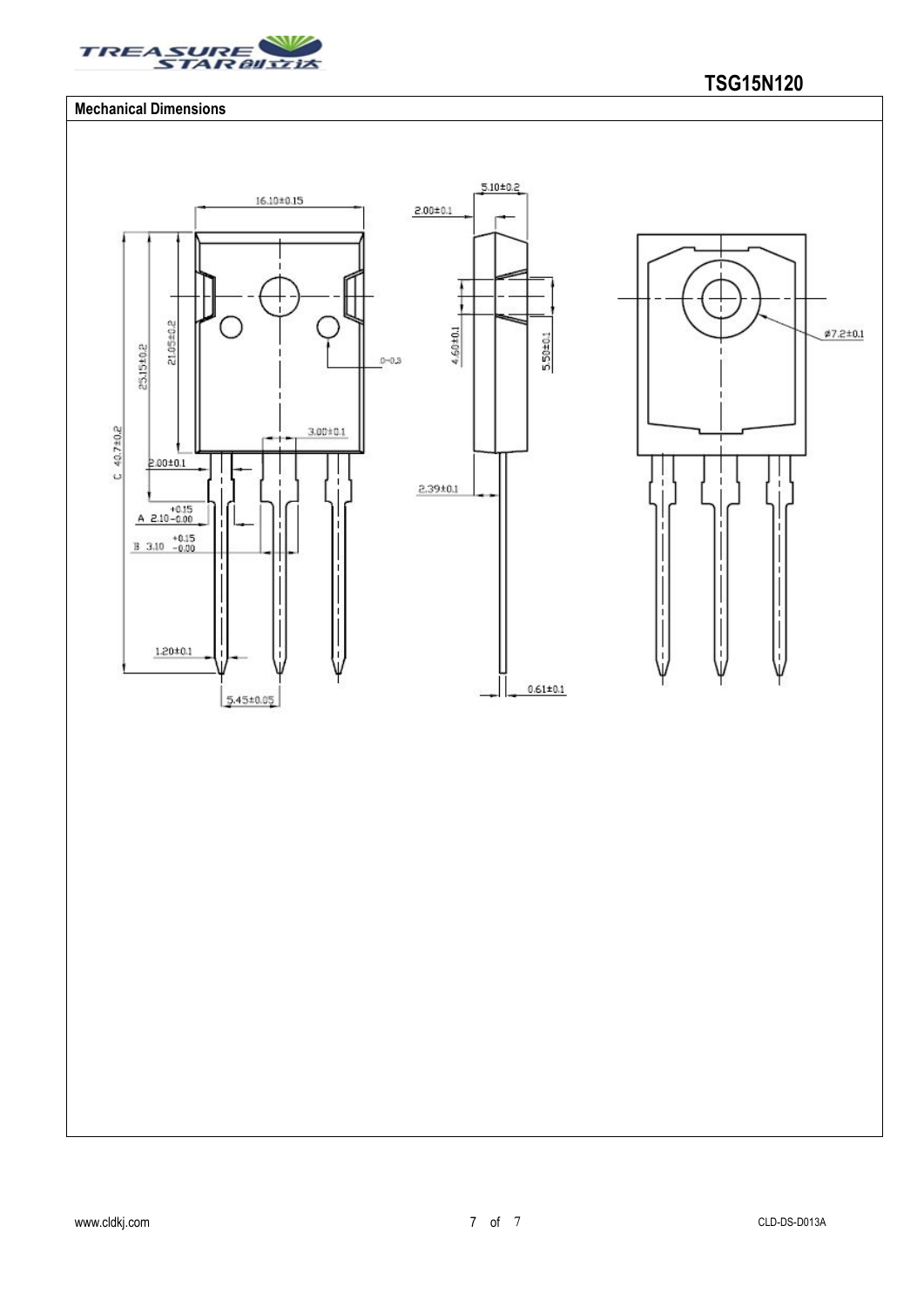## Mechanical Dimensions

16.10±0.15

5.10±0.2

2.00±0.1

25.15±0.2

21.05±0.2

C 40.7±0.2

4.60±0.1

5.50±0.1

ø7.2±0.1

0~0.3

3.00±0.1

2.00±0.1

2.39±0.1

A 2.10 $^{+0.15}_{-0.00}$

B 3.10 $^{+0.15}_{-0.00}$

1.20±0.1

5.45±0.05

0.61±0.1